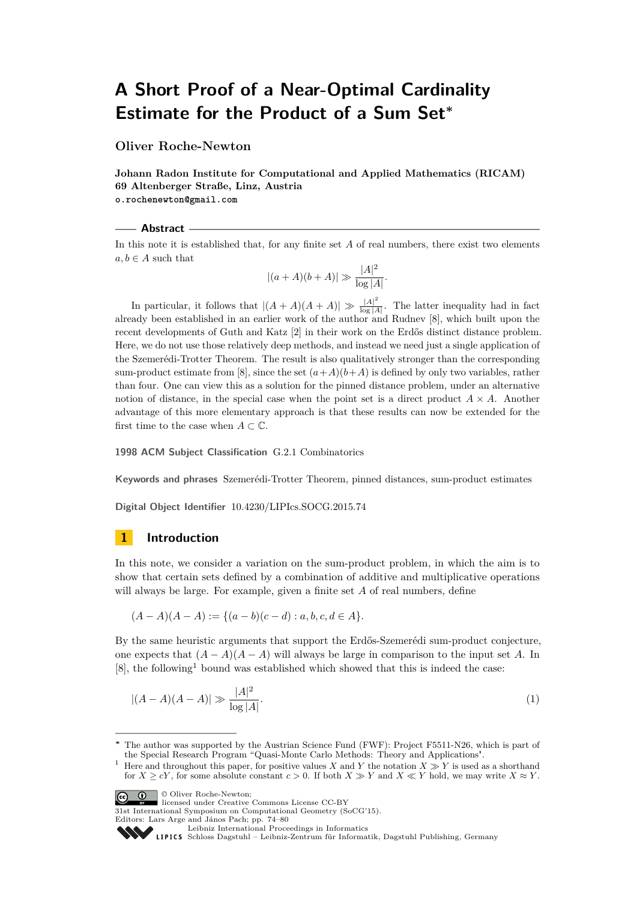# A Short Proof of a Near-Optimal Cardinality Estimate for the Product of a Sum Set*

**Oliver Roche-Newton**

**Johann Radon Institute for Computational and Applied Mathematics (RICAM)**
**69 Altenberger Straße, Linz, Austria**
o.rochenewton@gmail.com

## Abstract

In this note it is established that, for any finite set $A$ of real numbers, there exist two elements $a, b \in A$ such that

$$|(a+A)(b+A)| \gg \frac{|A|^2}{\log |A|}.$$

In particular, it follows that $|(A+A)(A+A)| \gg \frac{|A|^2}{\log |A|}$. The latter inequality had in fact already been established in an earlier work of the author and Rudnev [8], which built upon the recent developments of Guth and Katz [2] in their work on the Erdős distinct distance problem. Here, we do not use those relatively deep methods, and instead we need just a single application of the Szemerédi-Trotter Theorem. The result is also qualitatively stronger than the corresponding sum-product estimate from [8], since the set $(a+A)(b+A)$ is defined by only two variables, rather than four. One can view this as a solution for the pinned distance problem, under an alternative notion of distance, in the special case when the point set is a direct product $A \times A$. Another advantage of this more elementary approach is that these results can now be extended for the first time to the case when $A \subset \mathbb{C}$.

**1998 ACM Subject Classification** G.2.1 Combinatorics

**Keywords and phrases** Szemerédi-Trotter Theorem, pinned distances, sum-product estimates

**Digital Object Identifier** 10.4230/LIPIcs.SOCG.2015.74

## 1 Introduction

In this note, we consider a variation on the sum-product problem, in which the aim is to show that certain sets defined by a combination of additive and multiplicative operations will always be large. For example, given a finite set $A$ of real numbers, define

$$(A-A)(A-A) := \{(a-b)(c-d) : a, b, c, d \in A\}.$$

By the same heuristic arguments that support the Erdős-Szemerédi sum-product conjecture, one expects that $(A-A)(A-A)$ will always be large in comparison to the input set $A$. In [8], the following[1] bound was established which showed that this is indeed the case:

$$|(A-A)(A-A)| \gg \frac{|A|^2}{\log |A|}. \tag{1}$$

---

* The author was supported by the Austrian Science Fund (FWF): Project F5511-N26, which is part of the Special Research Program "Quasi-Monte Carlo Methods: Theory and Applications".

[1] Here and throughout this paper, for positive values $X$ and $Y$ the notation $X \gg Y$ is used as a shorthand for $X \geq cY$, for some absolute constant $c > 0$. If both $X \gg Y$ and $X \ll Y$ hold, we may write $X \approx Y$.

© Oliver Roche-Newton; licensed under Creative Commons License CC-BY
31st International Symposium on Computational Geometry (SoCG'15).
Editors: Lars Arge and János Pach; pp. 74–80
Leibniz International Proceedings in Informatics
LIPICS Schloss Dagstuhl – Leibniz-Zentrum für Informatik, Dagstuhl Publishing, Germany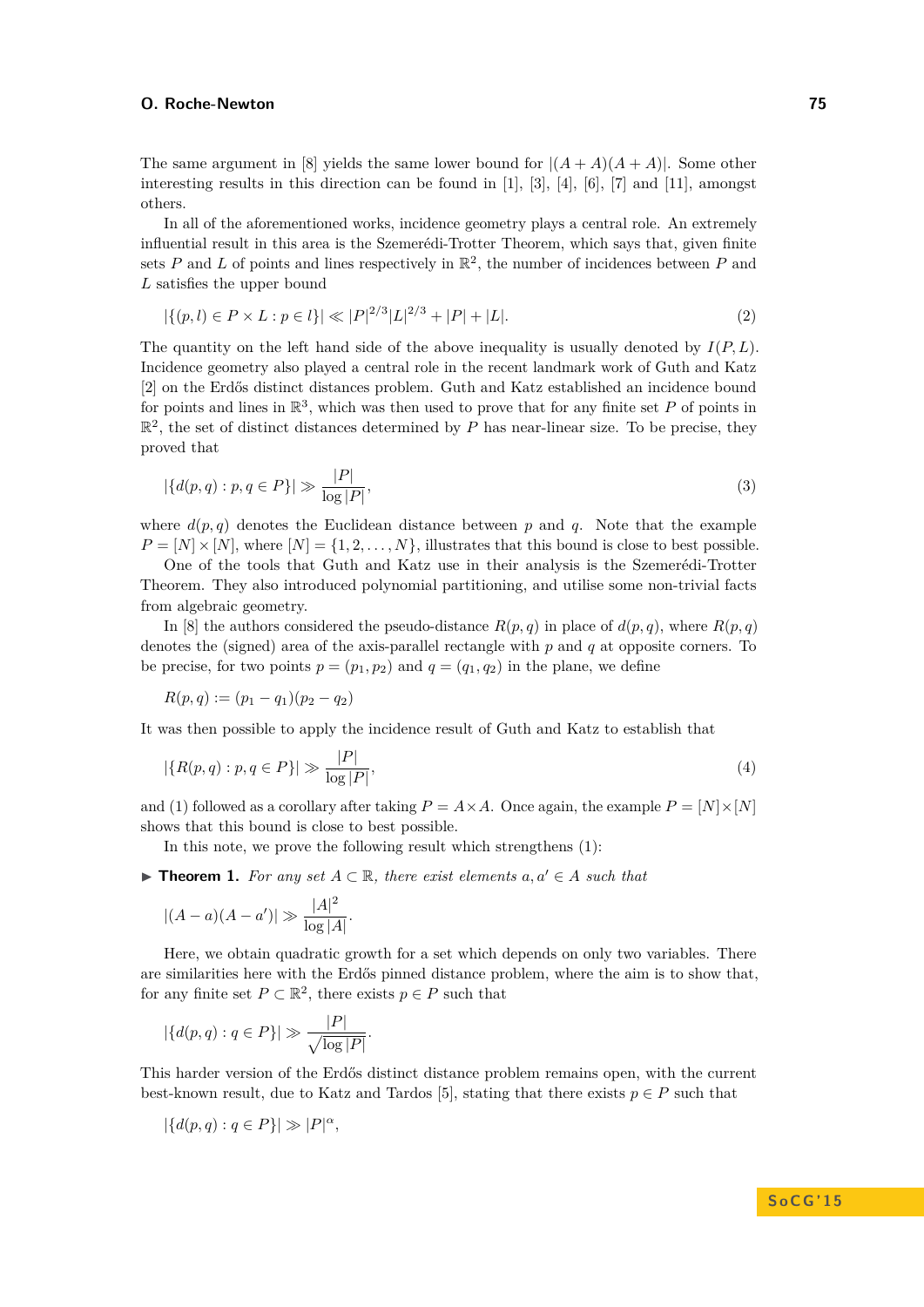The same argument in [8] yields the same lower bound for $|(A+A)(A+A)|$. Some other interesting results in this direction can be found in [1], [3], [4], [6], [7] and [11], amongst others.

In all of the aforementioned works, incidence geometry plays a central role. An extremely influential result in this area is the Szemerédi-Trotter Theorem, which says that, given finite sets $P$ and $L$ of points and lines respectively in $\mathbb{R}^2$, the number of incidences between $P$ and $L$ satisfies the upper bound

$$|\{(p,l) \in P \times L : p \in l\}| \ll |P|^{2/3}|L|^{2/3} + |P| + |L|. \tag{2}$$

The quantity on the left hand side of the above inequality is usually denoted by $I(P, L)$. Incidence geometry also played a central role in the recent landmark work of Guth and Katz [2] on the Erdős distinct distances problem. Guth and Katz established an incidence bound for points and lines in $\mathbb{R}^3$, which was then used to prove that for any finite set $P$ of points in $\mathbb{R}^2$, the set of distinct distances determined by $P$ has near-linear size. To be precise, they proved that

$$|\{d(p,q) : p, q \in P\}| \gg \frac{|P|}{\log |P|}, \tag{3}$$

where $d(p, q)$ denotes the Euclidean distance between $p$ and $q$. Note that the example $P = [N] \times [N]$, where $[N] = \{1, 2, \ldots, N\}$, illustrates that this bound is close to best possible.

One of the tools that Guth and Katz use in their analysis is the Szemerédi-Trotter Theorem. They also introduced polynomial partitioning, and utilise some non-trivial facts from algebraic geometry.

In [8] the authors considered the pseudo-distance $R(p, q)$ in place of $d(p, q)$, where $R(p, q)$ denotes the (signed) area of the axis-parallel rectangle with $p$ and $q$ at opposite corners. To be precise, for two points $p = (p_1, p_2)$ and $q = (q_1, q_2)$ in the plane, we define

$$R(p,q) := (p_1 - q_1)(p_2 - q_2)$$

It was then possible to apply the incidence result of Guth and Katz to establish that

$$|\{R(p,q) : p, q \in P\}| \gg \frac{|P|}{\log |P|}, \tag{4}$$

and (1) followed as a corollary after taking $P = A \times A$. Once again, the example $P = [N] \times [N]$ shows that this bound is close to best possible.

In this note, we prove the following result which strengthens (1):

► **Theorem 1.** *For any set $A \subset \mathbb{R}$, there exist elements $a, a' \in A$ such that*

$$|(A-a)(A-a')| \gg \frac{|A|^2}{\log |A|}.$$

Here, we obtain quadratic growth for a set which depends on only two variables. There are similarities here with the Erdős pinned distance problem, where the aim is to show that, for any finite set $P \subset \mathbb{R}^2$, there exists $p \in P$ such that

$$|\{d(p,q) : q \in P\}| \gg \frac{|P|}{\sqrt{\log |P|}}.$$

This harder version of the Erdős distinct distance problem remains open, with the current best-known result, due to Katz and Tardos [5], stating that there exists $p \in P$ such that

$$|\{d(p,q) : q \in P\}| \gg |P|^{\alpha},$$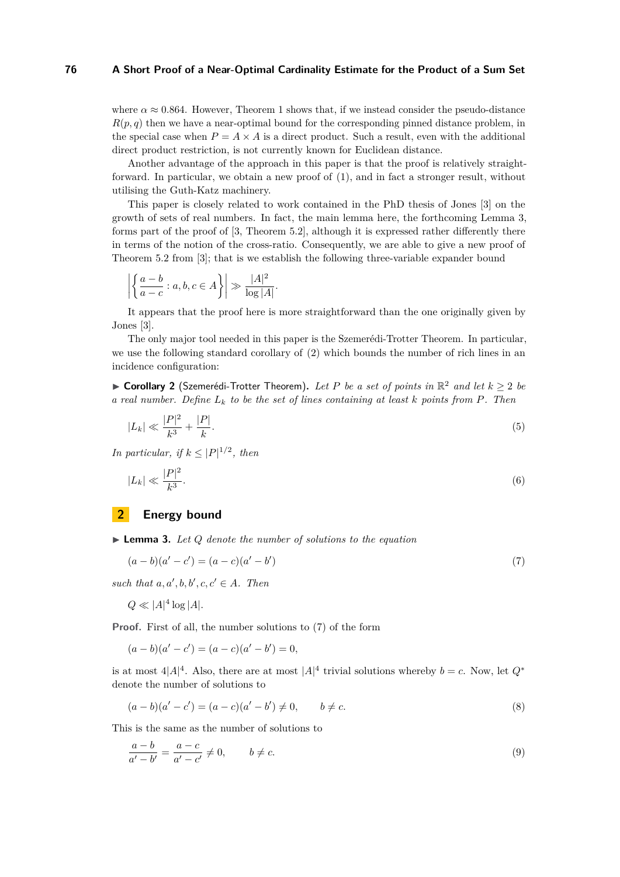where $\alpha \approx 0.864$. However, Theorem 1 shows that, if we instead consider the pseudo-distance $R(p, q)$ then we have a near-optimal bound for the corresponding pinned distance problem, in the special case when $P = A \times A$ is a direct product. Such a result, even with the additional direct product restriction, is not currently known for Euclidean distance.

Another advantage of the approach in this paper is that the proof is relatively straightforward. In particular, we obtain a new proof of (1), and in fact a stronger result, without utilising the Guth-Katz machinery.

This paper is closely related to work contained in the PhD thesis of Jones [3] on the growth of sets of real numbers. In fact, the main lemma here, the forthcoming Lemma 3, forms part of the proof of [3, Theorem 5.2], although it is expressed rather differently there in terms of the notion of the cross-ratio. Consequently, we are able to give a new proof of Theorem 5.2 from [3]; that is we establish the following three-variable expander bound

$$\left| \left\{ \frac{a-b}{a-c} : a, b, c \in A \right\} \right| \gg \frac{|A|^2}{\log |A|}.$$

It appears that the proof here is more straightforward than the one originally given by Jones [3].

The only major tool needed in this paper is the Szemerédi-Trotter Theorem. In particular, we use the following standard corollary of (2) which bounds the number of rich lines in an incidence configuration:

▶ **Corollary 2** (Szemerédi-Trotter Theorem). *Let $P$ be a set of points in $\mathbb{R}^2$ and let $k \geq 2$ be a real number. Define $L_k$ to be the set of lines containing at least $k$ points from $P$. Then*

$$|L_k| \ll \frac{|P|^2}{k^3} + \frac{|P|}{k}. \tag{5}$$

*In particular, if $k \leq |P|^{1/2}$, then*

$$|L_k| \ll \frac{|P|^2}{k^3}. \tag{6}$$

## 2 Energy bound

▶ **Lemma 3.** *Let $Q$ denote the number of solutions to the equation*

$$(a-b)(a'-c') = (a-c)(a'-b') \tag{7}$$

*such that $a, a', b, b', c, c' \in A$. Then*

$$Q \ll |A|^4 \log |A|.$$

**Proof.** First of all, the number solutions to (7) of the form

$$(a-b)(a'-c') = (a-c)(a'-b') = 0,$$

is at most $4|A|^4$. Also, there are at most $|A|^4$ trivial solutions whereby $b = c$. Now, let $Q^*$ denote the number of solutions to

$$(a-b)(a'-c') = (a-c)(a'-b') \neq 0, \qquad b \neq c. \tag{8}$$

This is the same as the number of solutions to

$$\frac{a-b}{a'-b'} = \frac{a-c}{a'-c'} \neq 0, \qquad b \neq c. \tag{9}$$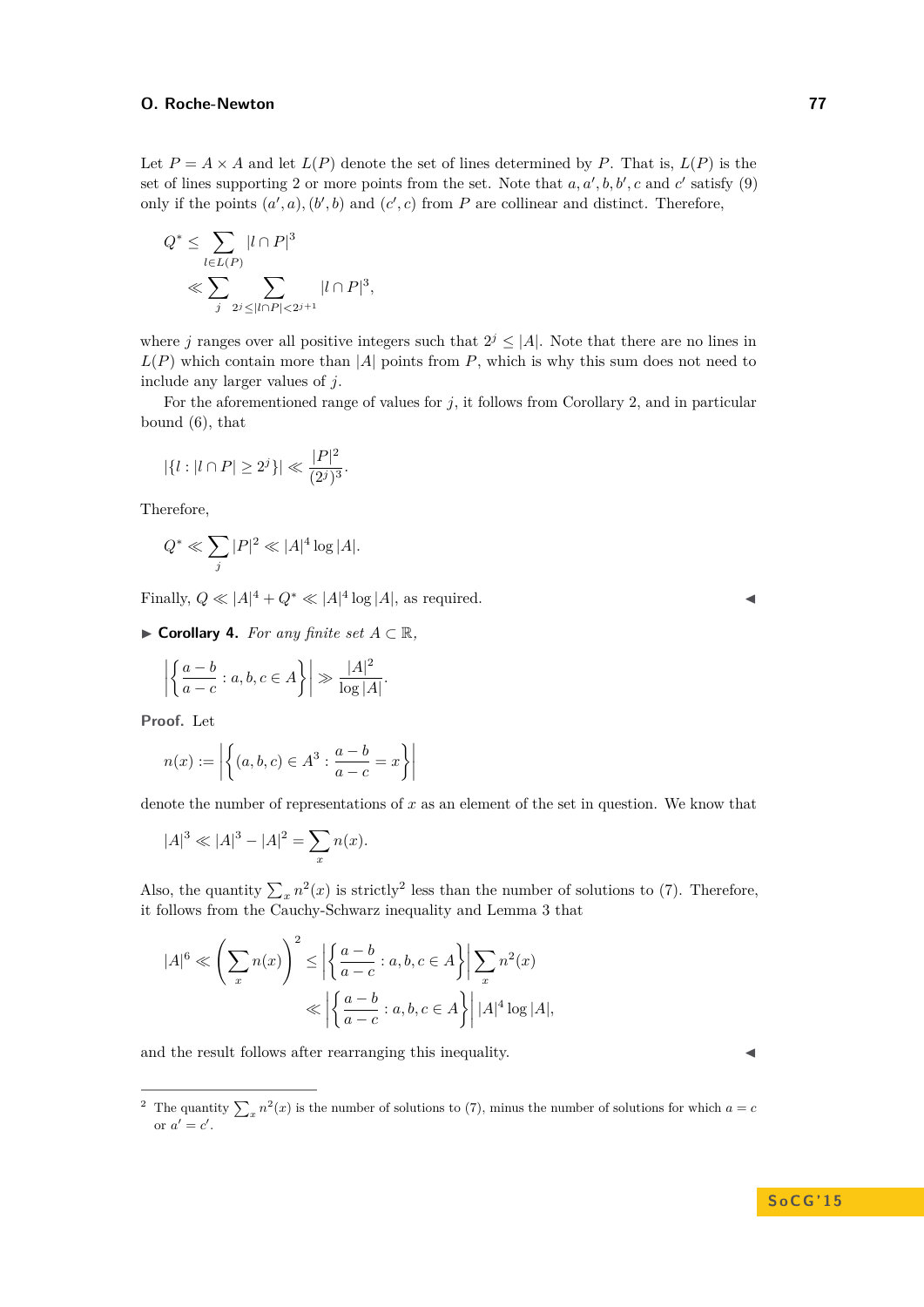Let $P = A \times A$ and let $L(P)$ denote the set of lines determined by $P$. That is, $L(P)$ is the set of lines supporting 2 or more points from the set. Note that $a, a', b, b', c$ and $c'$ satisfy (9) only if the points $(a', a), (b', b)$ and $(c', c)$ from $P$ are collinear and distinct. Therefore,

$$
\begin{aligned}
Q^* &\leq \sum_{l \in L(P)} |l \cap P|^3 \\
&\ll \sum_{j} \sum_{2^j \leq |l \cap P| < 2^{j+1}} |l \cap P|^3,
\end{aligned}
$$

where $j$ ranges over all positive integers such that $2^j \leq |A|$. Note that there are no lines in $L(P)$ which contain more than $|A|$ points from $P$, which is why this sum does not need to include any larger values of $j$.

For the aforementioned range of values for $j$, it follows from Corollary 2, and in particular bound (6), that

$$
|\{l : |l \cap P| \geq 2^j\}| \ll \frac{|P|^2}{(2^j)^3}.
$$

Therefore,

$$
Q^* \ll \sum_j |P|^2 \ll |A|^4 \log |A|.
$$

Finally, $Q \ll |A|^4 + Q^* \ll |A|^4 \log |A|$, as required. ◀

▶ **Corollary 4.** *For any finite set $A \subset \mathbb{R}$,*

$$
\left| \left\{ \frac{a-b}{a-c} : a, b, c \in A \right\} \right| \gg \frac{|A|^2}{\log |A|}.
$$

**Proof.** Let

$$
n(x) := \left| \left\{ (a, b, c) \in A^3 : \frac{a-b}{a-c} = x \right\} \right|
$$

denote the number of representations of $x$ as an element of the set in question. We know that

$$
|A|^3 \ll |A|^3 - |A|^2 = \sum_x n(x).
$$

Also, the quantity $\sum_x n^2(x)$ is strictly[2] less than the number of solutions to (7). Therefore, it follows from the Cauchy-Schwarz inequality and Lemma 3 that

$$
\begin{aligned}
|A|^6 \ll \left( \sum_x n(x) \right)^2 &\leq \left| \left\{ \frac{a-b}{a-c} : a, b, c \in A \right\} \right| \sum_x n^2(x) \\
&\ll \left| \left\{ \frac{a-b}{a-c} : a, b, c \in A \right\} \right| |A|^4 \log |A|,
\end{aligned}
$$

and the result follows after rearranging this inequality. ◀

---

[2] The quantity $\sum_x n^2(x)$ is the number of solutions to (7), minus the number of solutions for which $a = c$ or $a' = c'$.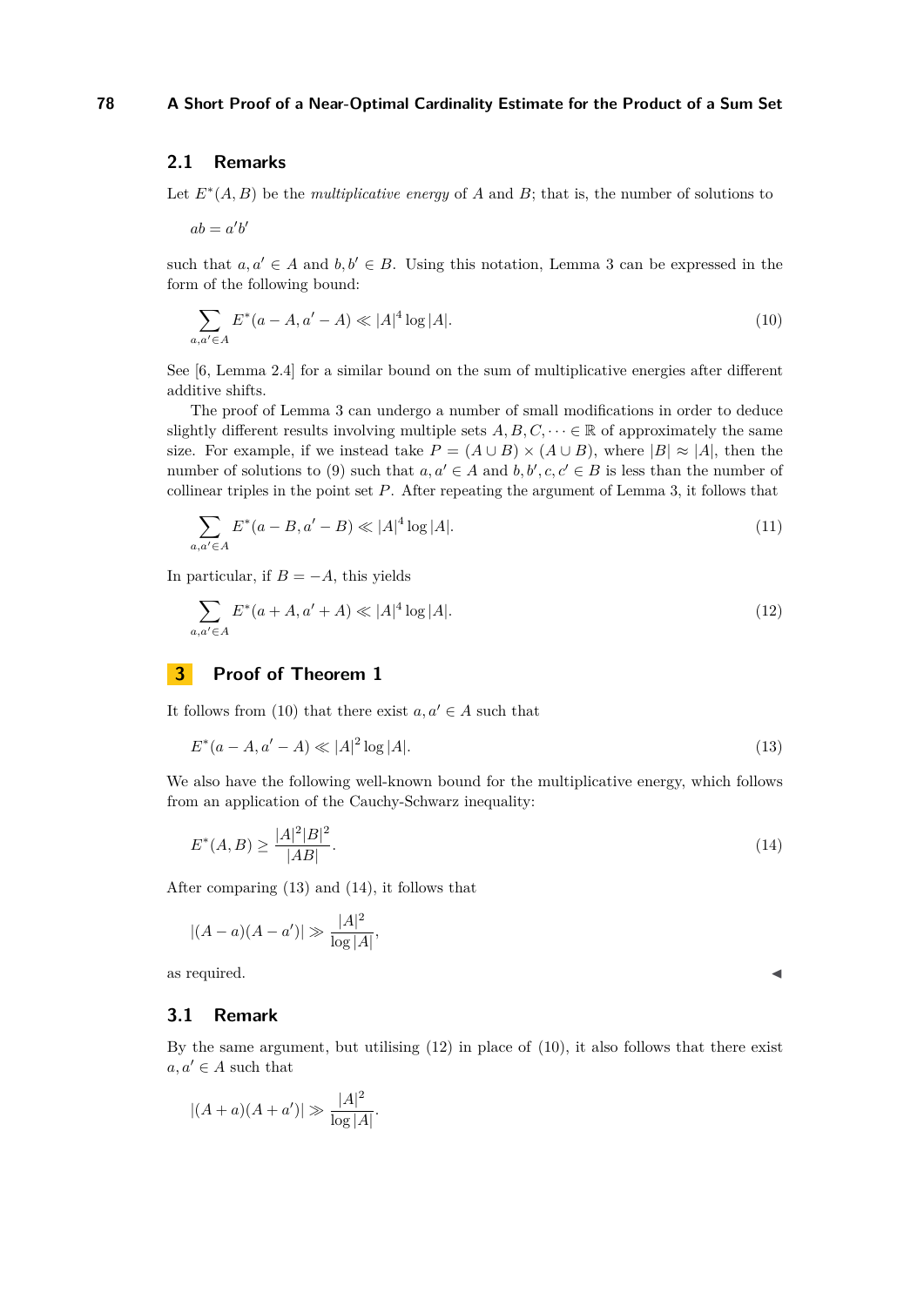### 2.1 Remarks

Let $E^*(A, B)$ be the *multiplicative energy* of $A$ and $B$; that is, the number of solutions to

$$ab = a'b'$$

such that $a, a' \in A$ and $b, b' \in B$. Using this notation, Lemma 3 can be expressed in the form of the following bound:

$$\sum_{a,a' \in A} E^*(a - A, a' - A) \ll |A|^4 \log |A|. \tag{10}$$

See [6, Lemma 2.4] for a similar bound on the sum of multiplicative energies after different additive shifts.

The proof of Lemma 3 can undergo a number of small modifications in order to deduce slightly different results involving multiple sets $A, B, C, \cdots \in \mathbb{R}$ of approximately the same size. For example, if we instead take $P = (A \cup B) \times (A \cup B)$, where $|B| \approx |A|$, then the number of solutions to (9) such that $a, a' \in A$ and $b, b', c, c' \in B$ is less than the number of collinear triples in the point set $P$. After repeating the argument of Lemma 3, it follows that

$$\sum_{a,a' \in A} E^*(a - B, a' - B) \ll |A|^4 \log |A|. \tag{11}$$

In particular, if $B = -A$, this yields

$$\sum_{a,a' \in A} E^*(a + A, a' + A) \ll |A|^4 \log |A|. \tag{12}$$

## 3 Proof of Theorem 1

It follows from (10) that there exist $a, a' \in A$ such that

$$E^*(a - A, a' - A) \ll |A|^2 \log |A|. \tag{13}$$

We also have the following well-known bound for the multiplicative energy, which follows from an application of the Cauchy-Schwarz inequality:

$$E^*(A, B) \geq \frac{|A|^2 |B|^2}{|AB|}. \tag{14}$$

After comparing (13) and (14), it follows that

$$|(A - a)(A - a')| \gg \frac{|A|^2}{\log |A|},$$

as required. ◀

### 3.1 Remark

By the same argument, but utilising (12) in place of (10), it also follows that there exist $a, a' \in A$ such that

$$|(A + a)(A + a')| \gg \frac{|A|^2}{\log |A|}.$$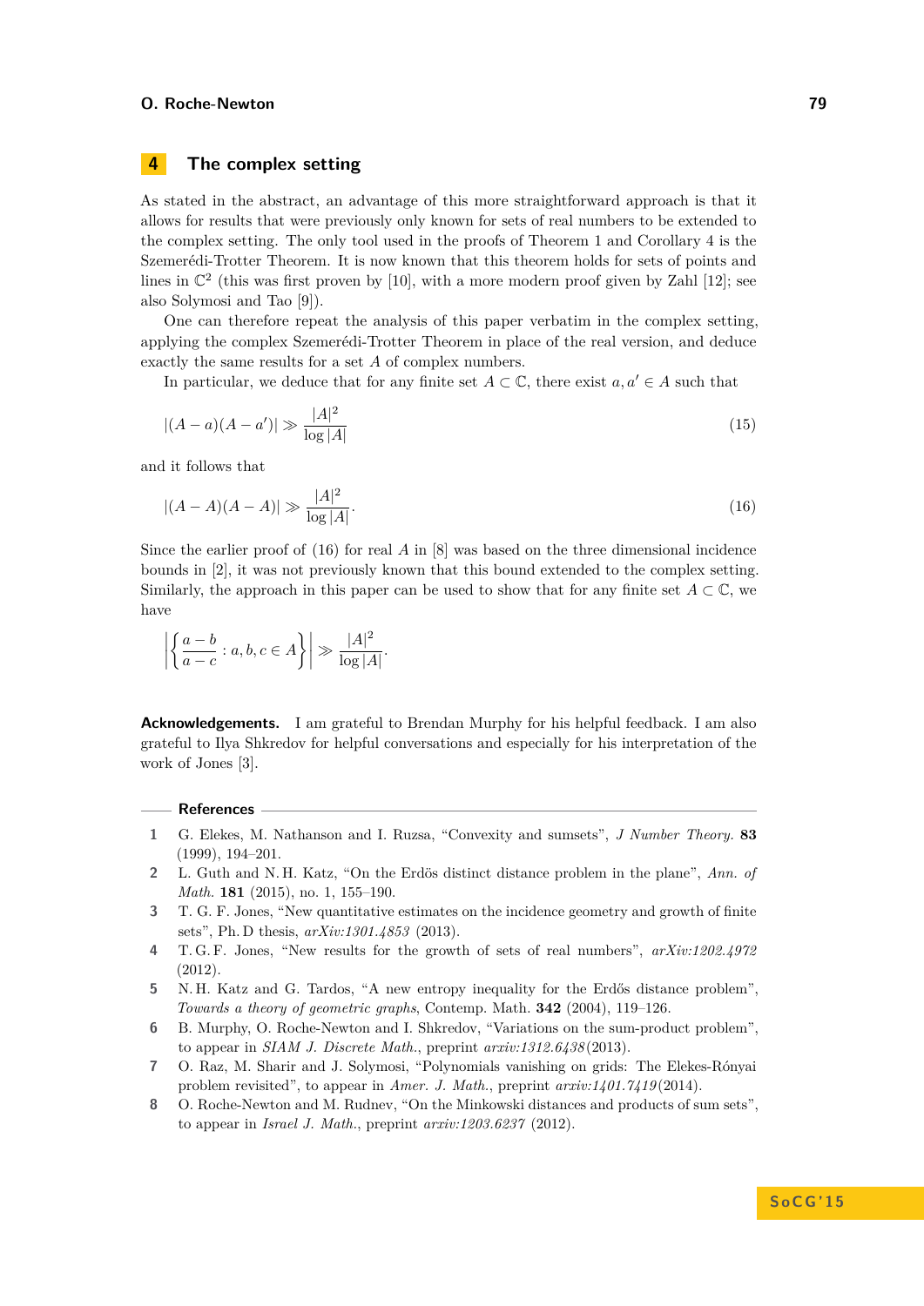## 4 The complex setting

As stated in the abstract, an advantage of this more straightforward approach is that it allows for results that were previously only known for sets of real numbers to be extended to the complex setting. The only tool used in the proofs of Theorem 1 and Corollary 4 is the Szemerédi-Trotter Theorem. It is now known that this theorem holds for sets of points and lines in $\mathbb{C}^2$ (this was first proven by [10], with a more modern proof given by Zahl [12]; see also Solymosi and Tao [9]).

One can therefore repeat the analysis of this paper verbatim in the complex setting, applying the complex Szemerédi-Trotter Theorem in place of the real version, and deduce exactly the same results for a set $A$ of complex numbers.

In particular, we deduce that for any finite set $A \subset \mathbb{C}$, there exist $a, a' \in A$ such that

$$|(A-a)(A-a')| \gg \frac{|A|^2}{\log |A|} \tag{15}$$

and it follows that

$$|(A-A)(A-A)| \gg \frac{|A|^2}{\log |A|}. \tag{16}$$

Since the earlier proof of (16) for real $A$ in [8] was based on the three dimensional incidence bounds in [2], it was not previously known that this bound extended to the complex setting. Similarly, the approach in this paper can be used to show that for any finite set $A \subset \mathbb{C}$, we have

$$\left| \left\{ \frac{a-b}{a-c} : a,b,c \in A \right\} \right| \gg \frac{|A|^2}{\log |A|}.$$

**Acknowledgements.** I am grateful to Brendan Murphy for his helpful feedback. I am also grateful to Ilya Shkredov for helpful conversations and especially for his interpretation of the work of Jones [3].

## References

1. G. Elekes, M. Nathanson and I. Ruzsa, "Convexity and sumsets", *J Number Theory.* **83** (1999), 194–201.
2. L. Guth and N. H. Katz, "On the Erdös distinct distance problem in the plane", *Ann. of Math.* **181** (2015), no. 1, 155–190.
3. T. G. F. Jones, "New quantitative estimates on the incidence geometry and growth of finite sets", Ph. D thesis, *arXiv:1301.4853* (2013).
4. T. G. F. Jones, "New results for the growth of sets of real numbers", *arXiv:1202.4972* (2012).
5. N. H. Katz and G. Tardos, "A new entropy inequality for the Erdős distance problem", *Towards a theory of geometric graphs*, Contemp. Math. **342** (2004), 119–126.
6. B. Murphy, O. Roche-Newton and I. Shkredov, "Variations on the sum-product problem", to appear in *SIAM J. Discrete Math.*, preprint *arxiv:1312.6438* (2013).
7. O. Raz, M. Sharir and J. Solymosi, "Polynomials vanishing on grids: The Elekes-Rónyai problem revisited", to appear in *Amer. J. Math.*, preprint *arxiv:1401.7419* (2014).
8. O. Roche-Newton and M. Rudnev, "On the Minkowski distances and products of sum sets", to appear in *Israel J. Math.*, preprint *arxiv:1203.6237* (2012).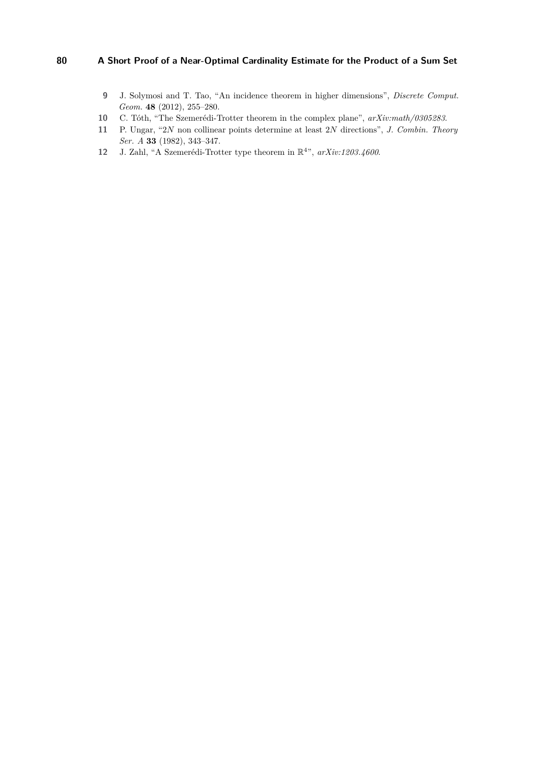9 J. Solymosi and T. Tao, "An incidence theorem in higher dimensions", *Discrete Comput. Geom.* **48** (2012), 255–280.

10 C. Tóth, "The Szemerédi-Trotter theorem in the complex plane", *arXiv:math/0305283*.

11 P. Ungar, "$2N$ non collinear points determine at least $2N$ directions", *J. Combin. Theory Ser. A* **33** (1982), 343–347.

12 J. Zahl, "A Szemerédi-Trotter type theorem in $\mathbb{R}^4$", *arXiv:1203.4600*.